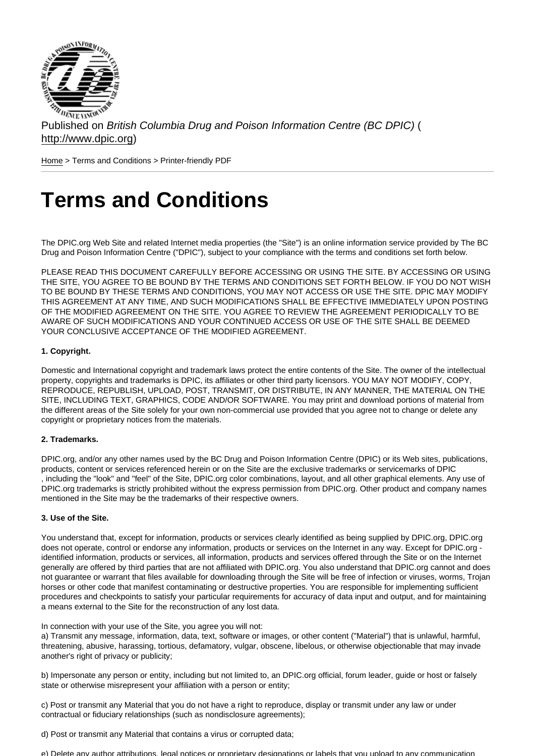Published on *British Columbia Drug and Poison Information Centre (BC DPIC)* ( http://www.dpic.org)

Home > Terms and Conditions > Printer-friendly PDF

# Terms and Conditions

The DPIC.org Web Site and related Internet media properties (the "Site") is an online information service provided by The BC Drug and Poison Information Centre ("DPIC"), subject to your compliance with the terms and conditions set forth below.

PLEASE READ THIS DOCUMENT CAREFULLY BEFORE ACCESSING OR USING THE SITE. BY ACCESSING OR USING THE SITE, YOU AGREE TO BE BOUND BY THE TERMS AND CONDITIONS SET FORTH BELOW. IF YOU DO NOT WISH TO BE BOUND BY THESE TERMS AND CONDITIONS, YOU MAY NOT ACCESS OR USE THE SITE. DPIC MAY MODIFY THIS AGREEMENT AT ANY TIME, AND SUCH MODIFICATIONS SHALL BE EFFECTIVE IMMEDIATELY UPON POSTING OF THE MODIFIED AGREEMENT ON THE SITE. YOU AGREE TO REVIEW THE AGREEMENT PERIODICALLY TO BE AWARE OF SUCH MODIFICATIONS AND YOUR CONTINUED ACCESS OR USE OF THE SITE SHALL BE DEEMED YOUR CONCLUSIVE ACCEPTANCE OF THE MODIFIED AGREEMENT.

**1. Copyright.**

Domestic and International copyright and trademark laws protect the entire contents of the Site. The owner of the intellectual property, copyrights and trademarks is DPIC, its affiliates or other third party licensors. YOU MAY NOT MODIFY, COPY, REPRODUCE, REPUBLISH, UPLOAD, POST, TRANSMIT, OR DISTRIBUTE, IN ANY MANNER, THE MATERIAL ON THE SITE, INCLUDING TEXT, GRAPHICS, CODE AND/OR SOFTWARE. You may print and download portions of material from the different areas of the Site solely for your own non-commercial use provided that you agree not to change or delete any copyright or proprietary notices from the materials.

**2. Trademarks.**

DPIC.org, and/or any other names used by the BC Drug and Poison Information Centre (DPIC) or its Web sites, publications, products, content or services referenced herein or on the Site are the exclusive trademarks or servicemarks of DPIC , including the "look" and "feel" of the Site, DPIC.org color combinations, layout, and all other graphical elements. Any use of DPIC.org trademarks is strictly prohibited without the express permission from DPIC.org. Other product and company names mentioned in the Site may be the trademarks of their respective owners.

**3. Use of the Site.**

You understand that, except for information, products or services clearly identified as being supplied by DPIC.org, DPIC.org does not operate, control or endorse any information, products or services on the Internet in any way. Except for DPIC.org - identified information, products or services, all information, products and services offered through the Site or on the Internet generally are offered by third parties that are not affiliated with DPIC.org. You also understand that DPIC.org cannot and does not guarantee or warrant that files available for downloading through the Site will be free of infection or viruses, worms, Trojan horses or other code that manifest contaminating or destructive properties. You are responsible for implementing sufficient procedures and checkpoints to satisfy your particular requirements for accuracy of data input and output, and for maintaining a means external to the Site for the reconstruction of any lost data.

In connection with your use of the Site, you agree you will not:
a) Transmit any message, information, data, text, software or images, or other content ("Material") that is unlawful, harmful, threatening, abusive, harassing, tortious, defamatory, vulgar, obscene, libelous, or otherwise objectionable that may invade another's right of privacy or publicity;

b) Impersonate any person or entity, including but not limited to, an DPIC.org official, forum leader, guide or host or falsely state or otherwise misrepresent your affiliation with a person or entity;

c) Post or transmit any Material that you do not have a right to reproduce, display or transmit under any law or under contractual or fiduciary relationships (such as nondisclosure agreements);

d) Post or transmit any Material that contains a virus or corrupted data;

e) Delete any author attributions, legal notices or proprietary designations or labels that you upload to any communication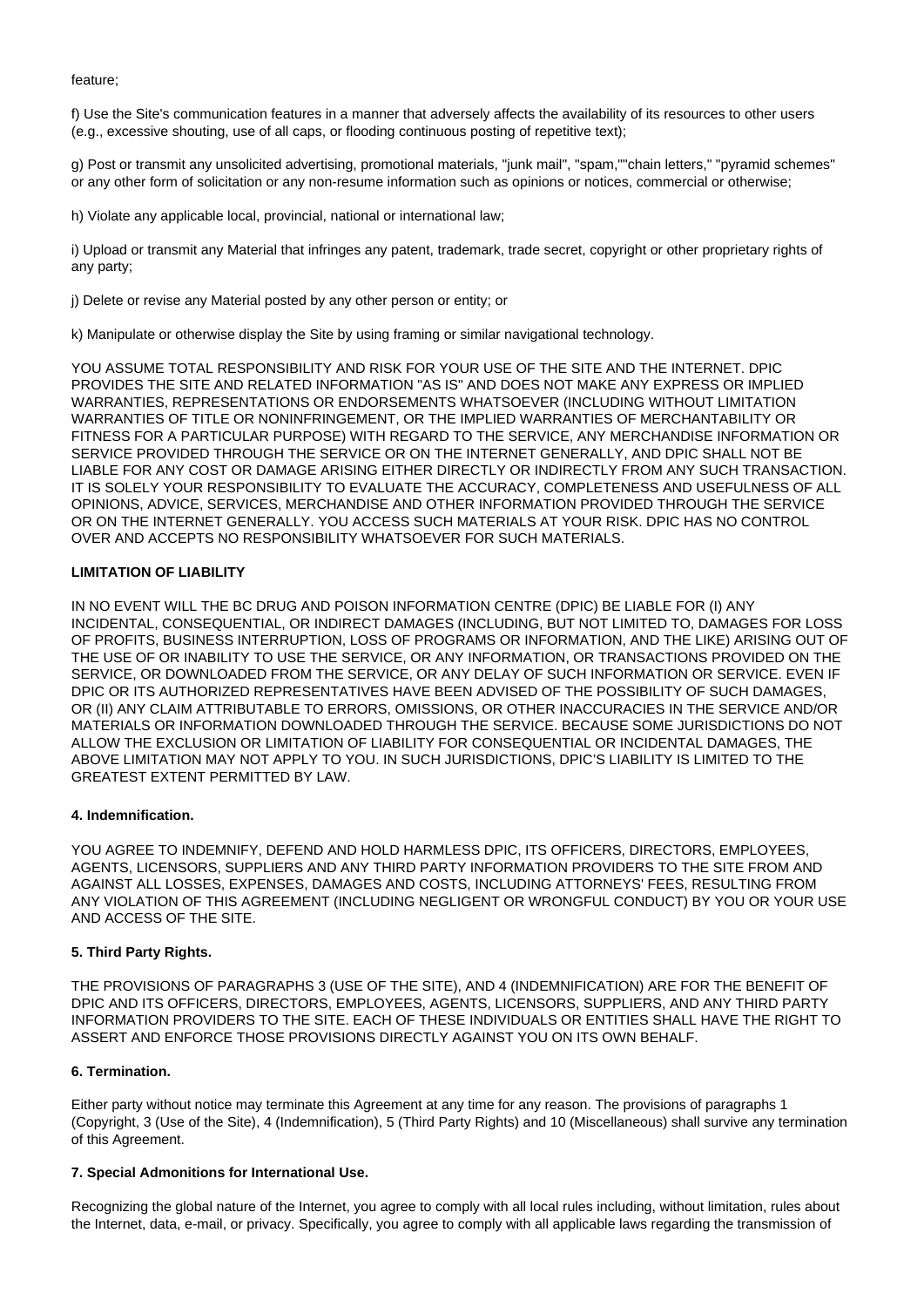feature;

f) Use the Site's communication features in a manner that adversely affects the availability of its resources to other users (e.g., excessive shouting, use of all caps, or flooding continuous posting of repetitive text);

g) Post or transmit any unsolicited advertising, promotional materials, "junk mail", "spam,""chain letters," "pyramid schemes" or any other form of solicitation or any non-resume information such as opinions or notices, commercial or otherwise;

h) Violate any applicable local, provincial, national or international law;

i) Upload or transmit any Material that infringes any patent, trademark, trade secret, copyright or other proprietary rights of any party;

j) Delete or revise any Material posted by any other person or entity; or

k) Manipulate or otherwise display the Site by using framing or similar navigational technology.

YOU ASSUME TOTAL RESPONSIBILITY AND RISK FOR YOUR USE OF THE SITE AND THE INTERNET. DPIC PROVIDES THE SITE AND RELATED INFORMATION "AS IS" AND DOES NOT MAKE ANY EXPRESS OR IMPLIED WARRANTIES, REPRESENTATIONS OR ENDORSEMENTS WHATSOEVER (INCLUDING WITHOUT LIMITATION WARRANTIES OF TITLE OR NONINFRINGEMENT, OR THE IMPLIED WARRANTIES OF MERCHANTABILITY OR FITNESS FOR A PARTICULAR PURPOSE) WITH REGARD TO THE SERVICE, ANY MERCHANDISE INFORMATION OR SERVICE PROVIDED THROUGH THE SERVICE OR ON THE INTERNET GENERALLY, AND DPIC SHALL NOT BE LIABLE FOR ANY COST OR DAMAGE ARISING EITHER DIRECTLY OR INDIRECTLY FROM ANY SUCH TRANSACTION. IT IS SOLELY YOUR RESPONSIBILITY TO EVALUATE THE ACCURACY, COMPLETENESS AND USEFULNESS OF ALL OPINIONS, ADVICE, SERVICES, MERCHANDISE AND OTHER INFORMATION PROVIDED THROUGH THE SERVICE OR ON THE INTERNET GENERALLY. YOU ACCESS SUCH MATERIALS AT YOUR RISK. DPIC HAS NO CONTROL OVER AND ACCEPTS NO RESPONSIBILITY WHATSOEVER FOR SUCH MATERIALS.

**LIMITATION OF LIABILITY**

IN NO EVENT WILL THE BC DRUG AND POISON INFORMATION CENTRE (DPIC) BE LIABLE FOR (I) ANY INCIDENTAL, CONSEQUENTIAL, OR INDIRECT DAMAGES (INCLUDING, BUT NOT LIMITED TO, DAMAGES FOR LOSS OF PROFITS, BUSINESS INTERRUPTION, LOSS OF PROGRAMS OR INFORMATION, AND THE LIKE) ARISING OUT OF THE USE OF OR INABILITY TO USE THE SERVICE, OR ANY INFORMATION, OR TRANSACTIONS PROVIDED ON THE SERVICE, OR DOWNLOADED FROM THE SERVICE, OR ANY DELAY OF SUCH INFORMATION OR SERVICE. EVEN IF DPIC OR ITS AUTHORIZED REPRESENTATIVES HAVE BEEN ADVISED OF THE POSSIBILITY OF SUCH DAMAGES, OR (II) ANY CLAIM ATTRIBUTABLE TO ERRORS, OMISSIONS, OR OTHER INACCURACIES IN THE SERVICE AND/OR MATERIALS OR INFORMATION DOWNLOADED THROUGH THE SERVICE. BECAUSE SOME JURISDICTIONS DO NOT ALLOW THE EXCLUSION OR LIMITATION OF LIABILITY FOR CONSEQUENTIAL OR INCIDENTAL DAMAGES, THE ABOVE LIMITATION MAY NOT APPLY TO YOU. IN SUCH JURISDICTIONS, DPIC'S LIABILITY IS LIMITED TO THE GREATEST EXTENT PERMITTED BY LAW.

**4. Indemnification.**

YOU AGREE TO INDEMNIFY, DEFEND AND HOLD HARMLESS DPIC, ITS OFFICERS, DIRECTORS, EMPLOYEES, AGENTS, LICENSORS, SUPPLIERS AND ANY THIRD PARTY INFORMATION PROVIDERS TO THE SITE FROM AND AGAINST ALL LOSSES, EXPENSES, DAMAGES AND COSTS, INCLUDING ATTORNEYS' FEES, RESULTING FROM ANY VIOLATION OF THIS AGREEMENT (INCLUDING NEGLIGENT OR WRONGFUL CONDUCT) BY YOU OR YOUR USE AND ACCESS OF THE SITE.

**5. Third Party Rights.**

THE PROVISIONS OF PARAGRAPHS 3 (USE OF THE SITE), AND 4 (INDEMNIFICATION) ARE FOR THE BENEFIT OF DPIC AND ITS OFFICERS, DIRECTORS, EMPLOYEES, AGENTS, LICENSORS, SUPPLIERS, AND ANY THIRD PARTY INFORMATION PROVIDERS TO THE SITE. EACH OF THESE INDIVIDUALS OR ENTITIES SHALL HAVE THE RIGHT TO ASSERT AND ENFORCE THOSE PROVISIONS DIRECTLY AGAINST YOU ON ITS OWN BEHALF.

**6. Termination.**

Either party without notice may terminate this Agreement at any time for any reason. The provisions of paragraphs 1 (Copyright, 3 (Use of the Site), 4 (Indemnification), 5 (Third Party Rights) and 10 (Miscellaneous) shall survive any termination of this Agreement.

**7. Special Admonitions for International Use.**

Recognizing the global nature of the Internet, you agree to comply with all local rules including, without limitation, rules about the Internet, data, e-mail, or privacy. Specifically, you agree to comply with all applicable laws regarding the transmission of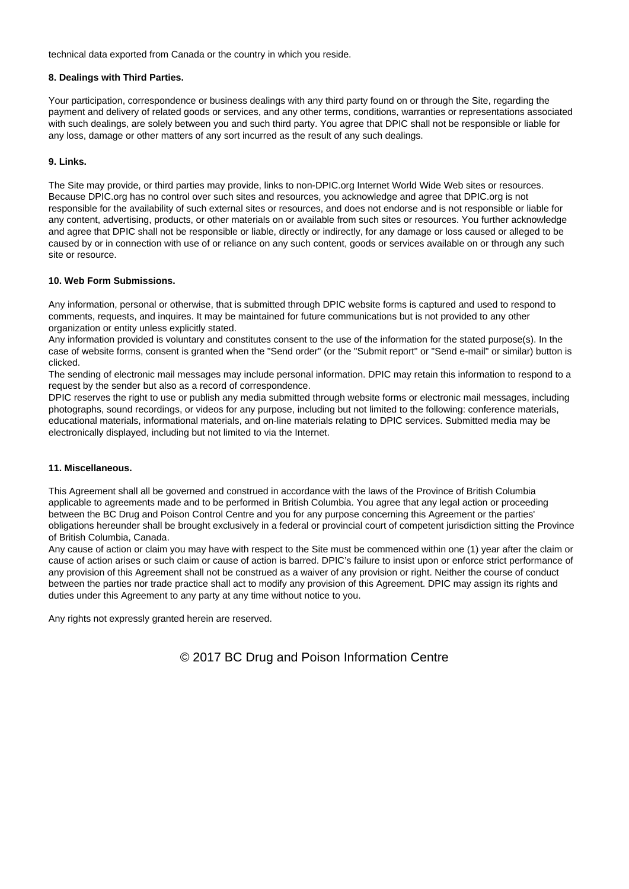technical data exported from Canada or the country in which you reside.

**8. Dealings with Third Parties.**

Your participation, correspondence or business dealings with any third party found on or through the Site, regarding the payment and delivery of related goods or services, and any other terms, conditions, warranties or representations associated with such dealings, are solely between you and such third party. You agree that DPIC shall not be responsible or liable for any loss, damage or other matters of any sort incurred as the result of any such dealings.

**9. Links.**

The Site may provide, or third parties may provide, links to non-DPIC.org Internet World Wide Web sites or resources. Because DPIC.org has no control over such sites and resources, you acknowledge and agree that DPIC.org is not responsible for the availability of such external sites or resources, and does not endorse and is not responsible or liable for any content, advertising, products, or other materials on or available from such sites or resources. You further acknowledge and agree that DPIC shall not be responsible or liable, directly or indirectly, for any damage or loss caused or alleged to be caused by or in connection with use of or reliance on any such content, goods or services available on or through any such site or resource.

**10. Web Form Submissions.**

Any information, personal or otherwise, that is submitted through DPIC website forms is captured and used to respond to comments, requests, and inquires. It may be maintained for future communications but is not provided to any other organization or entity unless explicitly stated.
Any information provided is voluntary and constitutes consent to the use of the information for the stated purpose(s). In the case of website forms, consent is granted when the "Send order" (or the "Submit report" or "Send e-mail" or similar) button is clicked.
The sending of electronic mail messages may include personal information. DPIC may retain this information to respond to a request by the sender but also as a record of correspondence.
DPIC reserves the right to use or publish any media submitted through website forms or electronic mail messages, including photographs, sound recordings, or videos for any purpose, including but not limited to the following: conference materials, educational materials, informational materials, and on-line materials relating to DPIC services. Submitted media may be electronically displayed, including but not limited to via the Internet.

**11. Miscellaneous.**

This Agreement shall all be governed and construed in accordance with the laws of the Province of British Columbia applicable to agreements made and to be performed in British Columbia. You agree that any legal action or proceeding between the BC Drug and Poison Control Centre and you for any purpose concerning this Agreement or the parties' obligations hereunder shall be brought exclusively in a federal or provincial court of competent jurisdiction sitting the Province of British Columbia, Canada.
Any cause of action or claim you may have with respect to the Site must be commenced within one (1) year after the claim or cause of action arises or such claim or cause of action is barred. DPIC's failure to insist upon or enforce strict performance of any provision of this Agreement shall not be construed as a waiver of any provision or right. Neither the course of conduct between the parties nor trade practice shall act to modify any provision of this Agreement. DPIC may assign its rights and duties under this Agreement to any party at any time without notice to you.

Any rights not expressly granted herein are reserved.

© 2017 BC Drug and Poison Information Centre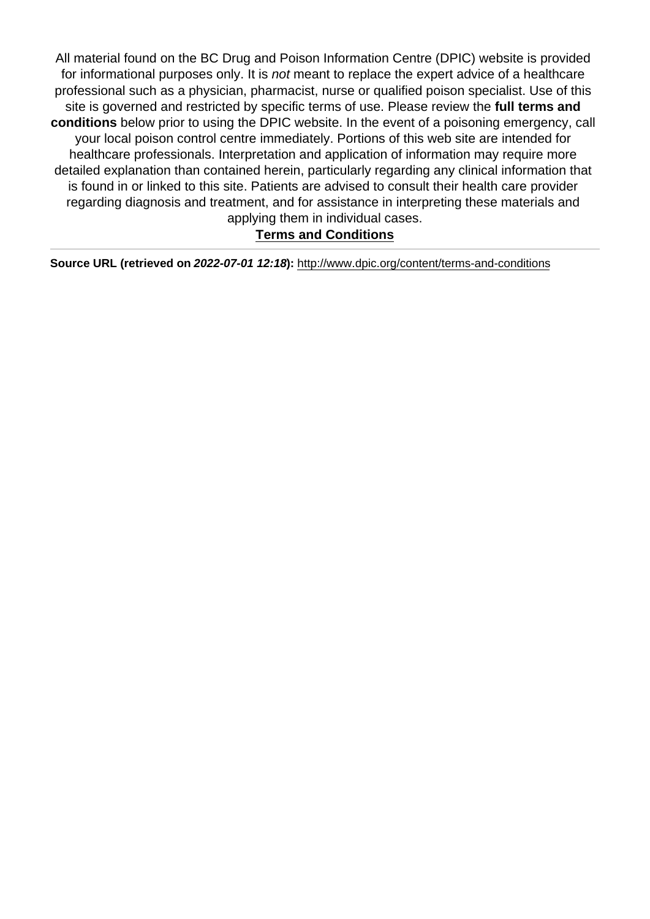All material found on the BC Drug and Poison Information Centre (DPIC) website is provided for informational purposes only. It is *not* meant to replace the expert advice of a healthcare professional such as a physician, pharmacist, nurse or qualified poison specialist. Use of this site is governed and restricted by specific terms of use. Please review the **full terms and conditions** below prior to using the DPIC website. In the event of a poisoning emergency, call your local poison control centre immediately. Portions of this web site are intended for healthcare professionals. Interpretation and application of information may require more detailed explanation than contained herein, particularly regarding any clinical information that is found in or linked to this site. Patients are advised to consult their health care provider regarding diagnosis and treatment, and for assistance in interpreting these materials and applying them in individual cases.

**Terms and Conditions**

---

**Source URL (retrieved on *2022-07-01 12:18*):** http://www.dpic.org/content/terms-and-conditions